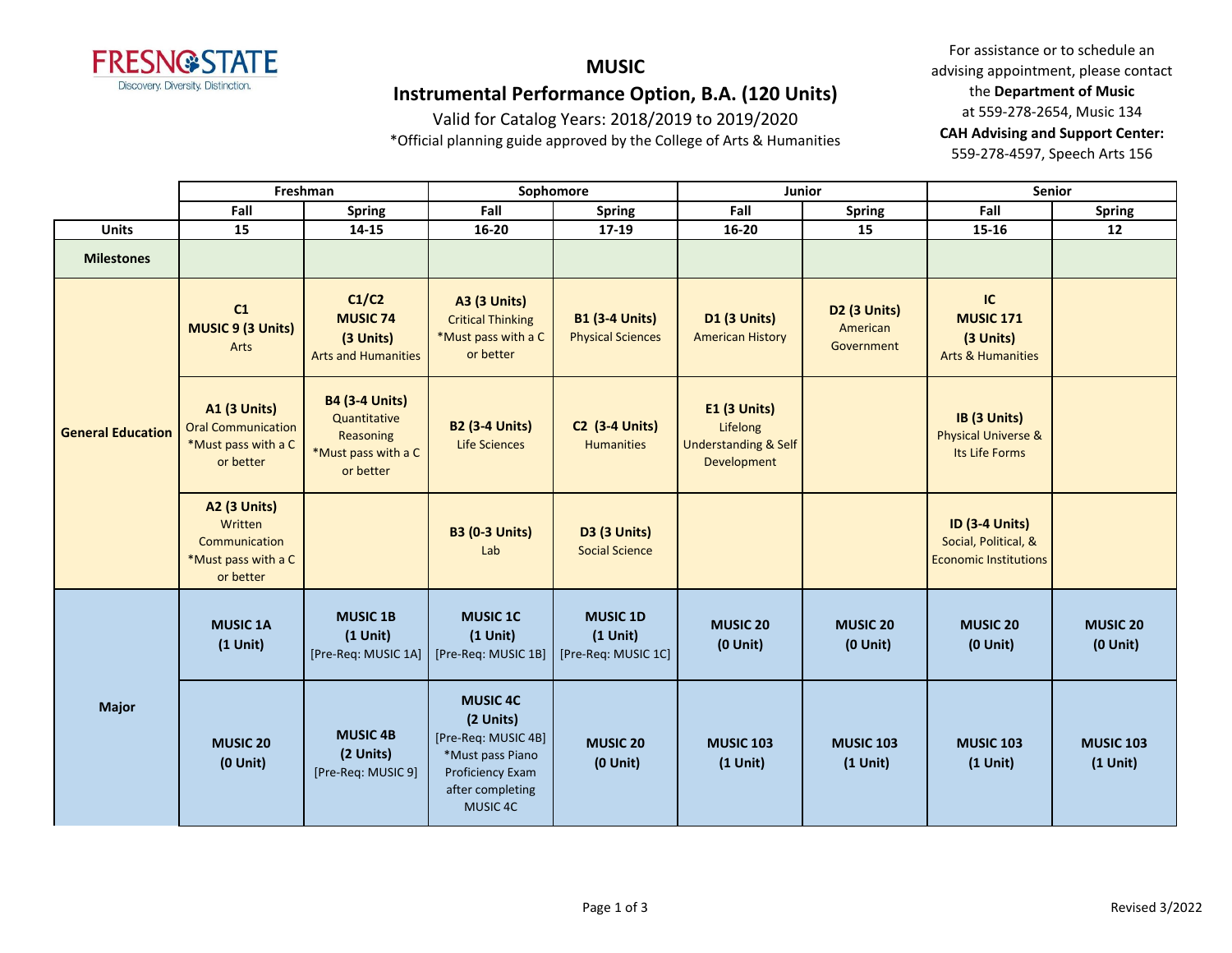# MUSIC

## Instrumental Performance Option, B.A. (120 Units)

Valid for Catalog Years: 2018/2019 to 2019/2020

*Official planning guide approved by the College of Arts & Humanities

For assistance or to schedule an advising appointment, please contact the **Department of Music** at 559-278-2654, Music 134
**CAH Advising and Support Center:** 559-278-4597, Speech Arts 156

| | Freshman | | Sophomore | | Junior | | Senior | |
|---|---|---|---|---|---|---|---|---|
| | Fall | Spring | Fall | Spring | Fall | Spring | Fall | Spring |
| **Units** | 15 | 14-15 | 16-20 | 17-19 | 16-20 | 15 | 15-16 | 12 |
| **Milestones** | | | | | | | | |
| **General Education** | **C1** **MUSIC 9 (3 Units)** Arts | **C1/C2** **MUSIC 74** **(3 Units)** Arts and Humanities | **A3 (3 Units)** Critical Thinking *Must pass with a C or better | **B1 (3-4 Units)** Physical Sciences | **D1 (3 Units)** American History | **D2 (3 Units)** American Government | **IC** **MUSIC 171** **(3 Units)** Arts & Humanities | |
| | **A1 (3 Units)** Oral Communication *Must pass with a C or better | **B4 (3-4 Units)** Quantitative Reasoning *Must pass with a C or better | **B2 (3-4 Units)** Life Sciences | **C2 (3-4 Units)** Humanities | **E1 (3 Units)** Lifelong Understanding & Self Development | | **IB (3 Units)** Physical Universe & Its Life Forms | |
| | **A2 (3 Units)** Written Communication *Must pass with a C or better | | **B3 (0-3 Units)** Lab | **D3 (3 Units)** Social Science | | | **ID (3-4 Units)** Social, Political, & Economic Institutions | |
| **Major** | **MUSIC 1A** **(1 Unit)** | **MUSIC 1B** **(1 Unit)** [Pre-Req: MUSIC 1A] | **MUSIC 1C** **(1 Unit)** [Pre-Req: MUSIC 1B] | **MUSIC 1D** **(1 Unit)** [Pre-Req: MUSIC 1C] | **MUSIC 20** **(0 Unit)** | **MUSIC 20** **(0 Unit)** | **MUSIC 20** **(0 Unit)** | **MUSIC 20** **(0 Unit)** |
| | **MUSIC 20** **(0 Unit)** | **MUSIC 4B** **(2 Units)** [Pre-Req: MUSIC 9] | **MUSIC 4C** **(2 Units)** [Pre-Req: MUSIC 4B] *Must pass Piano Proficiency Exam after completing MUSIC 4C | **MUSIC 20** **(0 Unit)** | **MUSIC 103** **(1 Unit)** | **MUSIC 103** **(1 Unit)** | **MUSIC 103** **(1 Unit)** | **MUSIC 103** **(1 Unit)** |

Revised 3/2022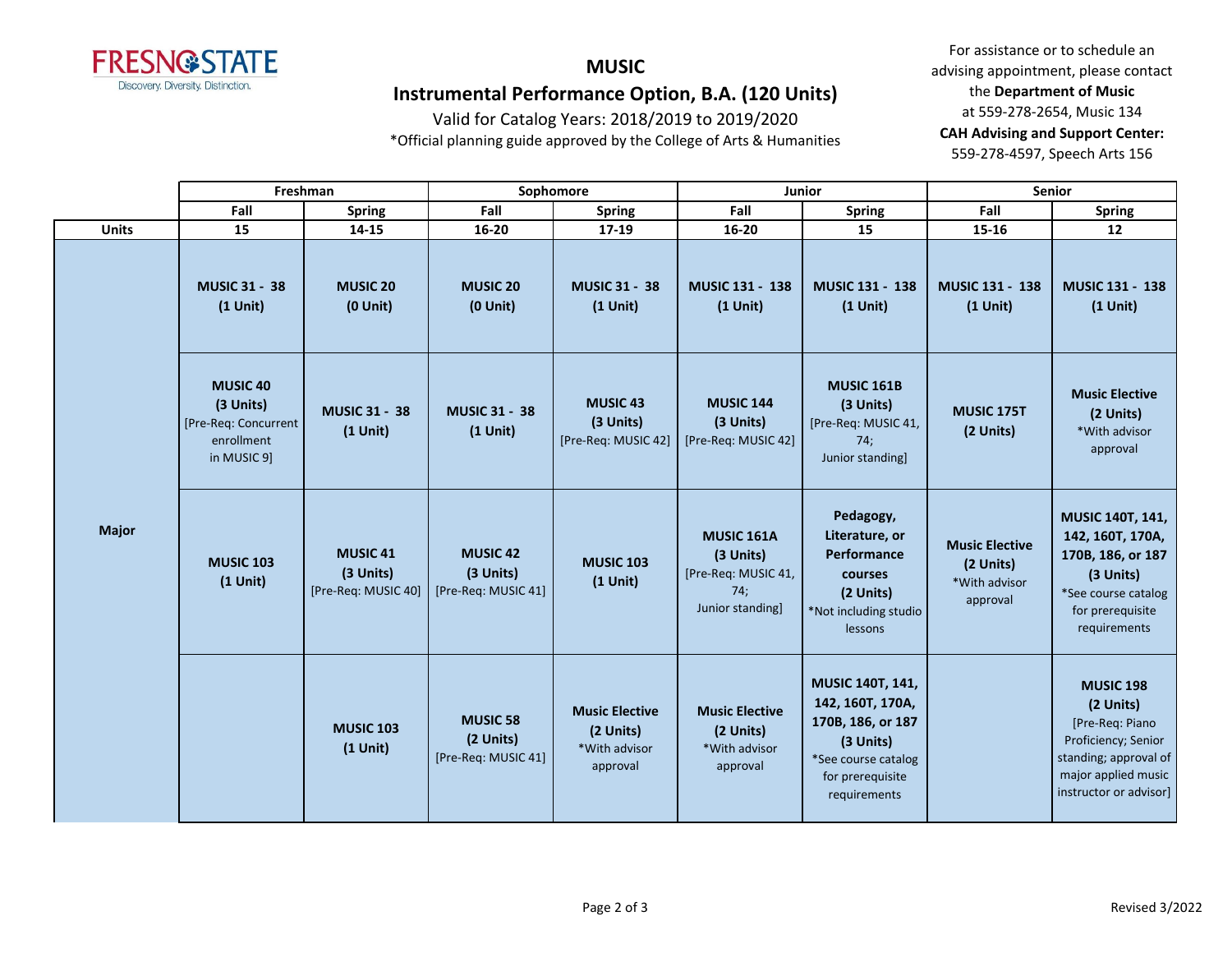# MUSIC

## Instrumental Performance Option, B.A. (120 Units)

Valid for Catalog Years: 2018/2019 to 2019/2020

*Official planning guide approved by the College of Arts & Humanities

For assistance or to schedule an advising appointment, please contact the **Department of Music** at 559-278-2654, Music 134

**CAH Advising and Support Center:** 559-278-4597, Speech Arts 156

| | Freshman | | Sophomore | | Junior | | Senior | |
|---|---|---|---|---|---|---|---|---|
| | **Fall** | **Spring** | **Fall** | **Spring** | **Fall** | **Spring** | **Fall** | **Spring** |
| **Units** | **15** | **14-15** | **16-20** | **17-19** | **16-20** | **15** | **15-16** | **12** |
| **Major** | **MUSIC 31 - 38 (1 Unit)** | **MUSIC 20 (0 Unit)** | **MUSIC 20 (0 Unit)** | **MUSIC 31 - 38 (1 Unit)** | **MUSIC 131 - 138 (1 Unit)** | **MUSIC 131 - 138 (1 Unit)** | **MUSIC 131 - 138 (1 Unit)** | **MUSIC 131 - 138 (1 Unit)** |
| | **MUSIC 40 (3 Units)** [Pre-Req: Concurrent enrollment in MUSIC 9] | **MUSIC 31 - 38 (1 Unit)** | **MUSIC 31 - 38 (1 Unit)** | **MUSIC 43 (3 Units)** [Pre-Req: MUSIC 42] | **MUSIC 144 (3 Units)** [Pre-Req: MUSIC 42] | **MUSIC 161B (3 Units)** [Pre-Req: MUSIC 41, 74; Junior standing] | **MUSIC 175T (2 Units)** | **Music Elective (2 Units)** *With advisor approval |
| | **MUSIC 103 (1 Unit)** | **MUSIC 41 (3 Units)** [Pre-Req: MUSIC 40] | **MUSIC 42 (3 Units)** [Pre-Req: MUSIC 41] | **MUSIC 103 (1 Unit)** | **MUSIC 161A (3 Units)** [Pre-Req: MUSIC 41, 74; Junior standing] | **Pedagogy, Literature, or Performance courses (2 Units)** *Not including studio lessons | **Music Elective (2 Units)** *With advisor approval | **MUSIC 140T, 141, 142, 160T, 170A, 170B, 186, or 187 (3 Units)** *See course catalog for prerequisite requirements |
| | | **MUSIC 103 (1 Unit)** | **MUSIC 58 (2 Units)** [Pre-Req: MUSIC 41] | **Music Elective (2 Units)** *With advisor approval | **Music Elective (2 Units)** *With advisor approval | **MUSIC 140T, 141, 142, 160T, 170A, 170B, 186, or 187 (3 Units)** *See course catalog for prerequisite requirements | | **MUSIC 198 (2 Units)** [Pre-Req: Piano Proficiency; Senior standing; approval of major applied music instructor or advisor] |

Revised 3/2022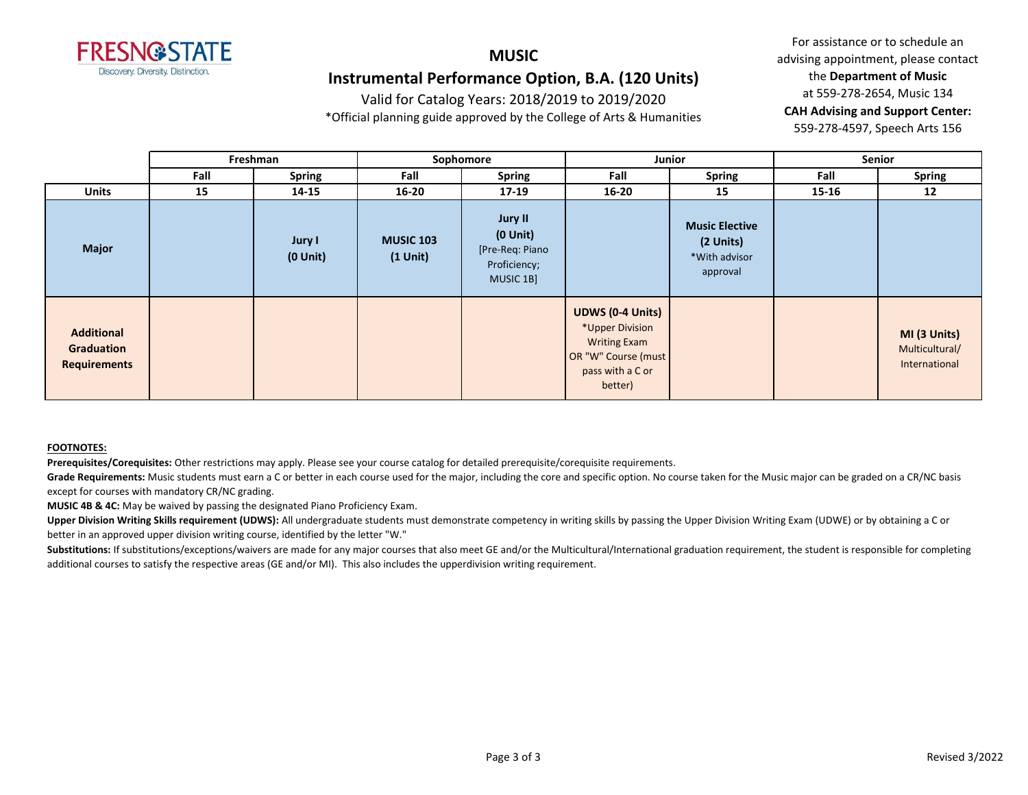# MUSIC

## Instrumental Performance Option, B.A. (120 Units)

Valid for Catalog Years: 2018/2019 to 2019/2020

*Official planning guide approved by the College of Arts & Humanities

For assistance or to schedule an advising appointment, please contact the **Department of Music** at 559-278-2654, Music 134

**CAH Advising and Support Center:** 559-278-4597, Speech Arts 156

| | Freshman | | Sophomore | | Junior | | Senior | |
|---|---|---|---|---|---|---|---|---|
| | Fall | Spring | Fall | Spring | Fall | Spring | Fall | Spring |
| **Units** | 15 | 14-15 | 16-20 | 17-19 | 16-20 | 15 | 15-16 | 12 |
| **Major** | | **Jury I (0 Unit)** | **MUSIC 103 (1 Unit)** | **Jury II (0 Unit)** [Pre-Req: Piano Proficiency; MUSIC 1B] | | **Music Elective (2 Units)** *With advisor approval | | |
| **Additional Graduation Requirements** | | | | | **UDWS (0-4 Units)** *Upper Division Writing Exam OR "W" Course (must pass with a C or better) | | | **MI (3 Units)** Multicultural/ International |

**FOOTNOTES:**

**Prerequisites/Corequisites:** Other restrictions may apply. Please see your course catalog for detailed prerequisite/corequisite requirements.

**Grade Requirements:** Music students must earn a C or better in each course used for the major, including the core and specific option. No course taken for the Music major can be graded on a CR/NC basis except for courses with mandatory CR/NC grading.

**MUSIC 4B & 4C:** May be waived by passing the designated Piano Proficiency Exam.

**Upper Division Writing Skills requirement (UDWS):** All undergraduate students must demonstrate competency in writing skills by passing the Upper Division Writing Exam (UDWE) or by obtaining a C or better in an approved upper division writing course, identified by the letter "W."

**Substitutions:** If substitutions/exceptions/waivers are made for any major courses that also meet GE and/or the Multicultural/International graduation requirement, the student is responsible for completing additional courses to satisfy the respective areas (GE and/or MI). This also includes the upperdivision writing requirement.

Revised 3/2022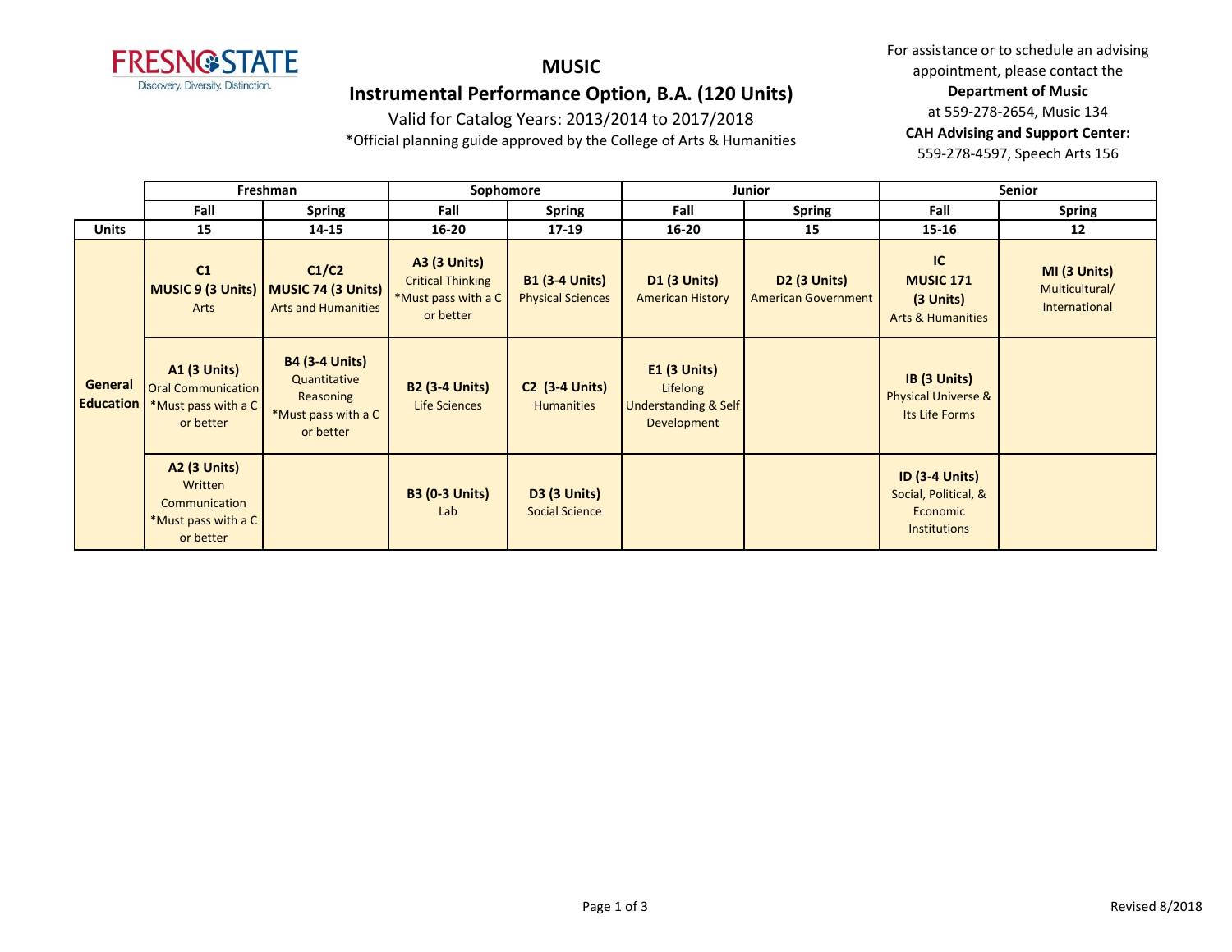# MUSIC

## Instrumental Performance Option, B.A. (120 Units)

Valid for Catalog Years: 2013/2014 to 2017/2018

*Official planning guide approved by the College of Arts & Humanities

For assistance or to schedule an advising appointment, please contact the **Department of Music** at 559-278-2654, Music 134

**CAH Advising and Support Center:** 559-278-4597, Speech Arts 156

| | Freshman | | Sophomore | | Junior | | Senior | |
|---|---|---|---|---|---|---|---|---|
| | **Fall** | **Spring** | **Fall** | **Spring** | **Fall** | **Spring** | **Fall** | **Spring** |
| **Units** | **15** | **14-15** | **16-20** | **17-19** | **16-20** | **15** | **15-16** | **12** |
| **General Education** | **C1** **MUSIC 9 (3 Units)** Arts | **C1/C2** **MUSIC 74 (3 Units)** Arts and Humanities | **A3 (3 Units)** Critical Thinking *Must pass with a C or better | **B1 (3-4 Units)** Physical Sciences | **D1 (3 Units)** American History | **D2 (3 Units)** American Government | **IC** **MUSIC 171** **(3 Units)** Arts & Humanities | **MI (3 Units)** Multicultural/ International |
| | **A1 (3 Units)** Oral Communication *Must pass with a C or better | **B4 (3-4 Units)** Quantitative Reasoning *Must pass with a C or better | **B2 (3-4 Units)** Life Sciences | **C2 (3-4 Units)** Humanities | **E1 (3 Units)** Lifelong Understanding & Self Development | | **IB (3 Units)** Physical Universe & Its Life Forms | |
| | **A2 (3 Units)** Written Communication *Must pass with a C or better | | **B3 (0-3 Units)** Lab | **D3 (3 Units)** Social Science | | | **ID (3-4 Units)** Social, Political, & Economic Institutions | |

Revised 8/2018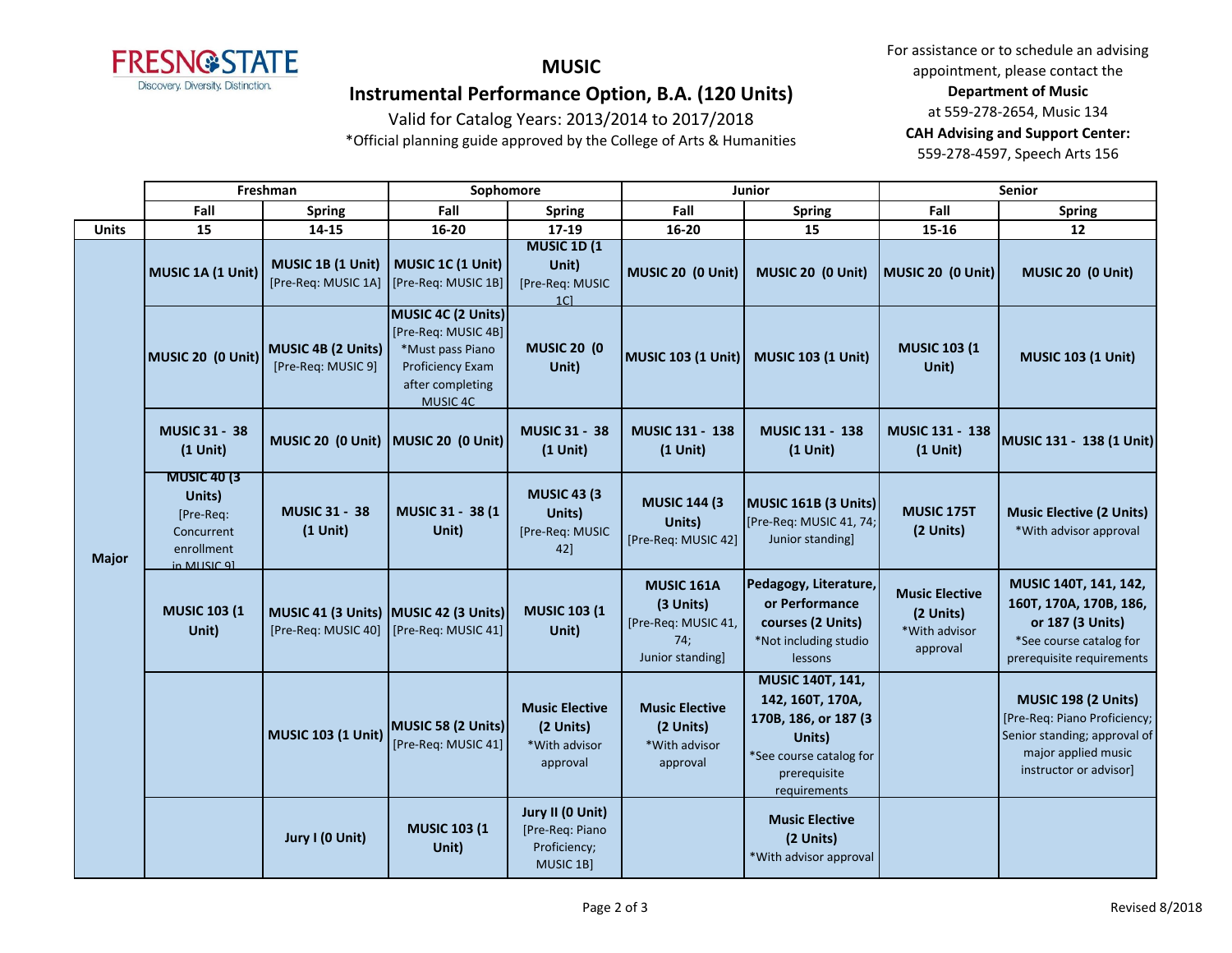# MUSIC

## Instrumental Performance Option, B.A. (120 Units)

Valid for Catalog Years: 2013/2014 to 2017/2018

*Official planning guide approved by the College of Arts & Humanities

For assistance or to schedule an advising appointment, please contact the **Department of Music** at 559-278-2654, Music 134

**CAH Advising and Support Center:** 559-278-4597, Speech Arts 156

| | Freshman | | Sophomore | | Junior | | Senior | |
|---|---|---|---|---|---|---|---|---|
| | **Fall** | **Spring** | **Fall** | **Spring** | **Fall** | **Spring** | **Fall** | **Spring** |
| **Units** | 15 | 14-15 | 16-20 | 17-19 | 16-20 | 15 | 15-16 | 12 |
| **Major** | **MUSIC 1A (1 Unit)** | **MUSIC 1B (1 Unit)** [Pre-Req: MUSIC 1A] | **MUSIC 1C (1 Unit)** [Pre-Req: MUSIC 1B] | **MUSIC 1D (1 Unit)** [Pre-Req: MUSIC 1C] | **MUSIC 20 (0 Unit)** | **MUSIC 20 (0 Unit)** | **MUSIC 20 (0 Unit)** | **MUSIC 20 (0 Unit)** |
| | **MUSIC 20 (0 Unit)** | **MUSIC 4B (2 Units)** [Pre-Req: MUSIC 9] | **MUSIC 4C (2 Units)** [Pre-Req: MUSIC 4B] *Must pass Piano Proficiency Exam after completing MUSIC 4C | **MUSIC 20 (0 Unit)** | **MUSIC 103 (1 Unit)** | **MUSIC 103 (1 Unit)** | **MUSIC 103 (1 Unit)** | **MUSIC 103 (1 Unit)** |
| | **MUSIC 31 - 38 (1 Unit)** | **MUSIC 20 (0 Unit)** | **MUSIC 20 (0 Unit)** | **MUSIC 31 - 38 (1 Unit)** | **MUSIC 131 - 138 (1 Unit)** | **MUSIC 131 - 138 (1 Unit)** | **MUSIC 131 - 138 (1 Unit)** | **MUSIC 131 - 138 (1 Unit)** |
| | **MUSIC 40 (3 Units)** [Pre-Req: Concurrent enrollment in MUSIC 9] | **MUSIC 31 - 38 (1 Unit)** | **MUSIC 31 - 38 (1 Unit)** | **MUSIC 43 (3 Units)** [Pre-Req: MUSIC 42] | **MUSIC 144 (3 Units)** [Pre-Req: MUSIC 42] | **MUSIC 161B (3 Units)** [Pre-Req: MUSIC 41, 74; Junior standing] | **MUSIC 175T (2 Units)** | **Music Elective (2 Units)** *With advisor approval |
| | **MUSIC 103 (1 Unit)** | **MUSIC 41 (3 Units)** [Pre-Req: MUSIC 40] | **MUSIC 42 (3 Units)** [Pre-Req: MUSIC 41] | **MUSIC 103 (1 Unit)** | **MUSIC 161A (3 Units)** [Pre-Req: MUSIC 41, 74; Junior standing] | **Pedagogy, Literature, or Performance courses (2 Units)** *Not including studio lessons | **Music Elective (2 Units)** *With advisor approval | **MUSIC 140T, 141, 142, 160T, 170A, 170B, 186, or 187 (3 Units)** *See course catalog for prerequisite requirements |
| | | **MUSIC 103 (1 Unit)** | **MUSIC 58 (2 Units)** [Pre-Req: MUSIC 41] | **Music Elective (2 Units)** *With advisor approval | **Music Elective (2 Units)** *With advisor approval | **MUSIC 140T, 141, 142, 160T, 170A, 170B, 186, or 187 (3 Units)** *See course catalog for prerequisite requirements | | **MUSIC 198 (2 Units)** [Pre-Req: Piano Proficiency; Senior standing; approval of major applied music instructor or advisor] |
| | | **Jury I (0 Unit)** | **MUSIC 103 (1 Unit)** | **Jury II (0 Unit)** [Pre-Req: Piano Proficiency; MUSIC 1B] | | **Music Elective (2 Units)** *With advisor approval | | |

Revised 8/2018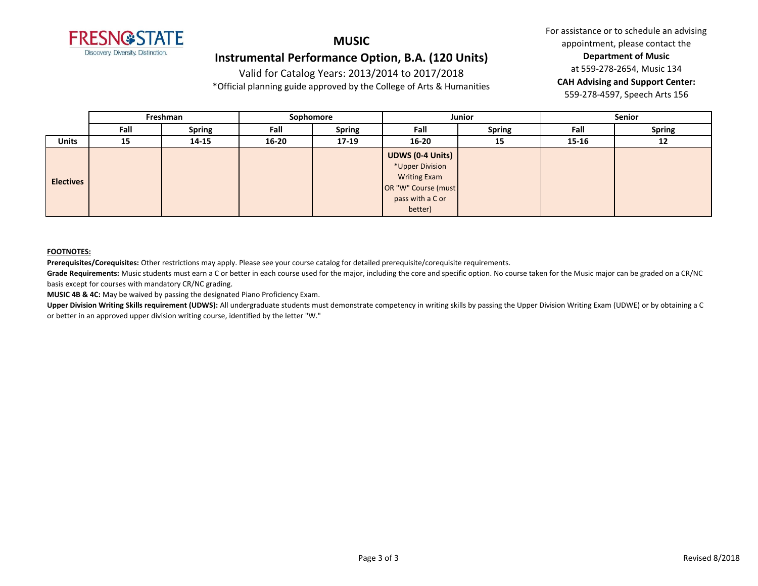# MUSIC

## Instrumental Performance Option, B.A. (120 Units)

Valid for Catalog Years: 2013/2014 to 2017/2018

*Official planning guide approved by the College of Arts & Humanities

For assistance or to schedule an advising appointment, please contact the **Department of Music** at 559-278-2654, Music 134

**CAH Advising and Support Center:** 559-278-4597, Speech Arts 156

| | Freshman | | Sophomore | | Junior | | Senior | |
|---|---|---|---|---|---|---|---|---|
| | **Fall** | **Spring** | **Fall** | **Spring** | **Fall** | **Spring** | **Fall** | **Spring** |
| **Units** | 15 | 14-15 | 16-20 | 17-19 | 16-20 | 15 | 15-16 | 12 |
| **Electives** | | | | | **UDWS (0-4 Units)** *Upper Division Writing Exam OR "W" Course (must pass with a C or better) | | | |

**FOOTNOTES:**

**Prerequisites/Corequisites:** Other restrictions may apply. Please see your course catalog for detailed prerequisite/corequisite requirements.

**Grade Requirements:** Music students must earn a C or better in each course used for the major, including the core and specific option. No course taken for the Music major can be graded on a CR/NC basis except for courses with mandatory CR/NC grading.

**MUSIC 4B & 4C:** May be waived by passing the designated Piano Proficiency Exam.

**Upper Division Writing Skills requirement (UDWS):** All undergraduate students must demonstrate competency in writing skills by passing the Upper Division Writing Exam (UDWE) or by obtaining a C or better in an approved upper division writing course, identified by the letter "W."

Revised 8/2018